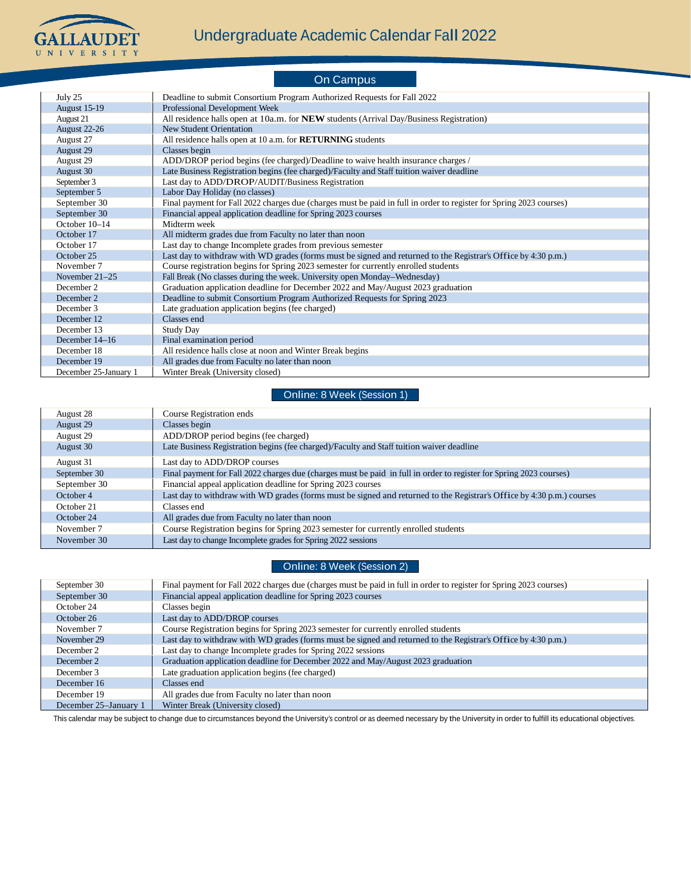# Undergraduate Academic Calendar Fall 2022

## On Campus

| Date | Event |
|---|---|
| July 25 | Deadline to submit Consortium Program Authorized Requests for Fall 2022 |
| August 15-19 | Professional Development Week |
| August 21 | All residence halls open at 10a.m. for **NEW** students (Arrival Day/Business Registration) |
| August 22-26 | New Student Orientation |
| August 27 | All residence halls open at 10 a.m. for **RETURNING** students |
| August 29 | Classes begin |
| August 29 | ADD/DROP period begins (fee charged)/Deadline to waive health insurance charges / |
| August 30 | Late Business Registration begins (fee charged)/Faculty and Staff tuition waiver deadline |
| September 3 | Last day to ADD/DROP/AUDIT/Business Registration |
| September 5 | Labor Day Holiday (no classes) |
| September 30 | Final payment for Fall 2022 charges due (charges must be paid in full in order to register for Spring 2023 courses) |
| September 30 | Financial appeal application deadline for Spring 2023 courses |
| October 10–14 | Midterm week |
| October 17 | All midterm grades due from Faculty no later than noon |
| October 17 | Last day to change Incomplete grades from previous semester |
| October 25 | Last day to withdraw with WD grades (forms must be signed and returned to the Registrar's Office by 4:30 p.m.) |
| November 7 | Course registration begins for Spring 2023 semester for currently enrolled students |
| November 21–25 | Fall Break (No classes during the week. University open Monday–Wednesday) |
| December 2 | Graduation application deadline for December 2022 and May/August 2023 graduation |
| December 2 | Deadline to submit Consortium Program Authorized Requests for Spring 2023 |
| December 3 | Late graduation application begins (fee charged) |
| December 12 | Classes end |
| December 13 | Study Day |
| December 14–16 | Final examination period |
| December 18 | All residence halls close at noon and Winter Break begins |
| December 19 | All grades due from Faculty no later than noon |
| December 25-January 1 | Winter Break (University closed) |

## Online: 8 Week (Session 1)

| Date | Event |
|---|---|
| August 28 | Course Registration ends |
| August 29 | Classes begin |
| August 29 | ADD/DROP period begins (fee charged) |
| August 30 | Late Business Registration begins (fee charged)/Faculty and Staff tuition waiver deadline |
| August 31 | Last day to ADD/DROP courses |
| September 30 | Final payment for Fall 2022 charges due (charges must be paid in full in order to register for Spring 2023 courses) |
| September 30 | Financial appeal application deadline for Spring 2023 courses |
| October 4 | Last day to withdraw with WD grades (forms must be signed and returned to the Registrar's Office by 4:30 p.m.) courses |
| October 21 | Classes end |
| October 24 | All grades due from Faculty no later than noon |
| November 7 | Course Registration begins for Spring 2023 semester for currently enrolled students |
| November 30 | Last day to change Incomplete grades for Spring 2022 sessions |

## Online: 8 Week (Session 2)

| Date | Event |
|---|---|
| September 30 | Final payment for Fall 2022 charges due (charges must be paid in full in order to register for Spring 2023 courses) |
| September 30 | Financial appeal application deadline for Spring 2023 courses |
| October 24 | Classes begin |
| October 26 | Last day to ADD/DROP courses |
| November 7 | Course Registration begins for Spring 2023 semester for currently enrolled students |
| November 29 | Last day to withdraw with WD grades (forms must be signed and returned to the Registrar's Office by 4:30 p.m.) |
| December 2 | Last day to change Incomplete grades for Spring 2022 sessions |
| December 2 | Graduation application deadline for December 2022 and May/August 2023 graduation |
| December 3 | Late graduation application begins (fee charged) |
| December 16 | Classes end |
| December 19 | All grades due from Faculty no later than noon |
| December 25–January 1 | Winter Break (University closed) |

This calendar may be subject to change due to circumstances beyond the University's control or as deemed necessary by the University in order to fulfill its educational objectives.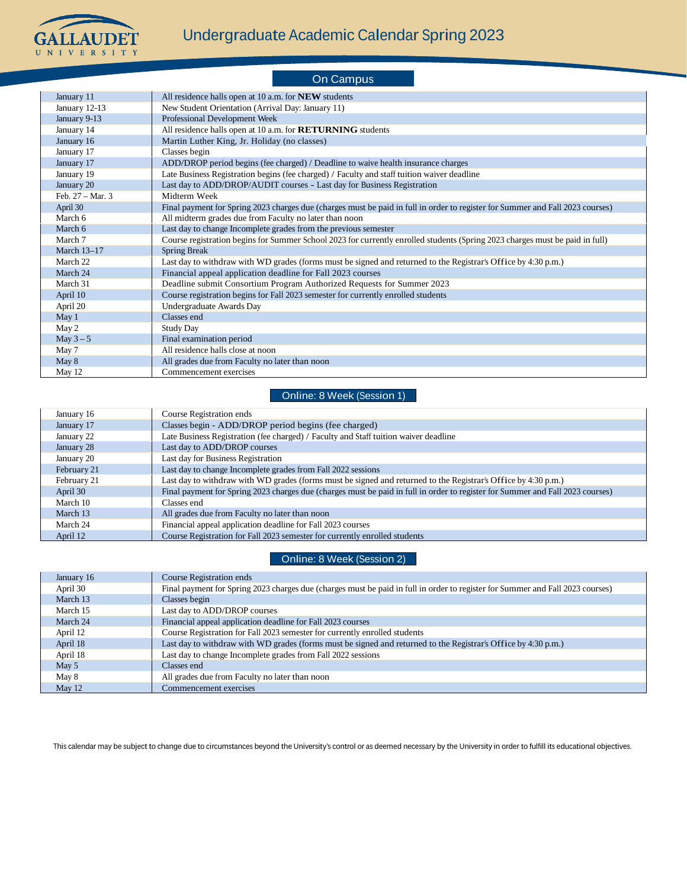# Undergraduate Academic Calendar Spring 2023

## On Campus

| | |
|---|---|
| January 11 | All residence halls open at 10 a.m. for **NEW** students |
| January 12-13 | New Student Orientation (Arrival Day: January 11) |
| January 9-13 | Professional Development Week |
| January 14 | All residence halls open at 10 a.m. for **RETURNING** students |
| January 16 | Martin Luther King, Jr. Holiday (no classes) |
| January 17 | Classes begin |
| January 17 | ADD/DROP period begins (fee charged) / Deadline to waive health insurance charges |
| January 19 | Late Business Registration begins (fee charged) / Faculty and staff tuition waiver deadline |
| January 20 | Last day to ADD/DROP/AUDIT courses - Last day for Business Registration |
| Feb. 27 – Mar. 3 | Midterm Week |
| April 30 | Final payment for Spring 2023 charges due (charges must be paid in full in order to register for Summer and Fall 2023 courses) |
| March 6 | All midterm grades due from Faculty no later than noon |
| March 6 | Last day to change Incomplete grades from the previous semester |
| March 7 | Course registration begins for Summer School 2023 for currently enrolled students (Spring 2023 charges must be paid in full) |
| March 13–17 | Spring Break |
| March 22 | Last day to withdraw with WD grades (forms must be signed and returned to the Registrar's Office by 4:30 p.m.) |
| March 24 | Financial appeal application deadline for Fall 2023 courses |
| March 31 | Deadline submit Consortium Program Authorized Requests for Summer 2023 |
| April 10 | Course registration begins for Fall 2023 semester for currently enrolled students |
| April 20 | Undergraduate Awards Day |
| May 1 | Classes end |
| May 2 | Study Day |
| May 3 – 5 | Final examination period |
| May 7 | All residence halls close at noon |
| May 8 | All grades due from Faculty no later than noon |
| May 12 | Commencement exercises |

## Online: 8 Week (Session 1)

| | |
|---|---|
| January 16 | Course Registration ends |
| January 17 | Classes begin - ADD/DROP period begins (fee charged) |
| January 22 | Late Business Registration (fee charged) / Faculty and Staff tuition waiver deadline |
| January 28 | Last day to ADD/DROP courses |
| January 20 | Last day for Business Registration |
| February 21 | Last day to change Incomplete grades from Fall 2022 sessions |
| February 21 | Last day to withdraw with WD grades (forms must be signed and returned to the Registrar's Office by 4:30 p.m.) |
| April 30 | Final payment for Spring 2023 charges due (charges must be paid in full in order to register for Summer and Fall 2023 courses) |
| March 10 | Classes end |
| March 13 | All grades due from Faculty no later than noon |
| March 24 | Financial appeal application deadline for Fall 2023 courses |
| April 12 | Course Registration for Fall 2023 semester for currently enrolled students |

## Online: 8 Week (Session 2)

| | |
|---|---|
| January 16 | Course Registration ends |
| April 30 | Final payment for Spring 2023 charges due (charges must be paid in full in order to register for Summer and Fall 2023 courses) |
| March 13 | Classes begin |
| March 15 | Last day to ADD/DROP courses |
| March 24 | Financial appeal application deadline for Fall 2023 courses |
| April 12 | Course Registration for Fall 2023 semester for currently enrolled students |
| April 18 | Last day to withdraw with WD grades (forms must be signed and returned to the Registrar's Office by 4:30 p.m.) |
| April 18 | Last day to change Incomplete grades from Fall 2022 sessions |
| May 5 | Classes end |
| May 8 | All grades due from Faculty no later than noon |
| May 12 | Commencement exercises |

This calendar may be subject to change due to circumstances beyond the University's control or as deemed necessary by the University in order to fulfill its educational objectives.